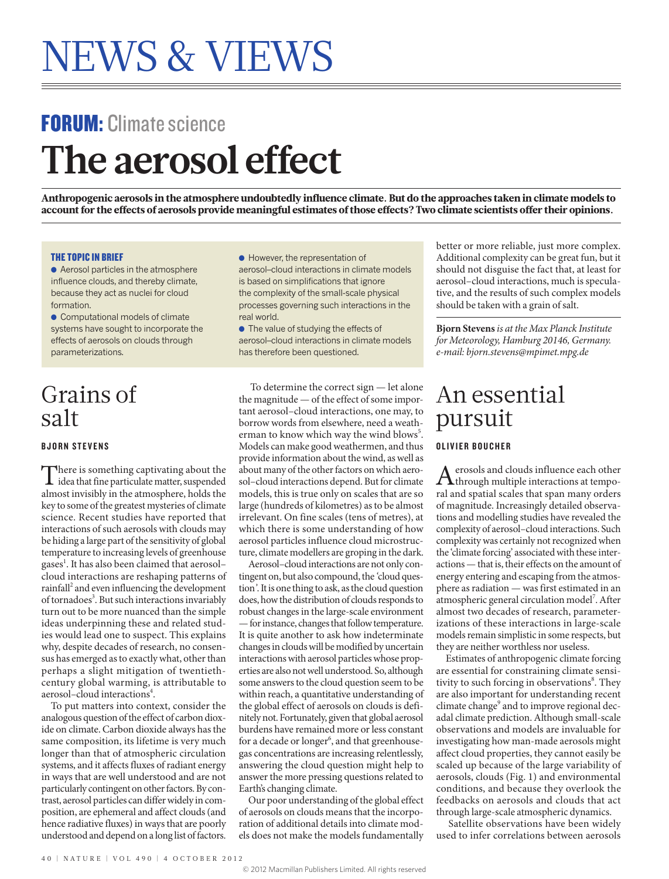# NEWS & VIEWS

## FORUM: Climate science

# The aerosol effect

**Anthropogenic aerosols in the atmosphere undoubtedly influence climate. But do the approaches taken in climate models to account for the effects of aerosols provide meaningful estimates of those effects? Two climate scientists offer their opinions.**

### THE TOPIC IN BRIEF

- Aerosol particles in the atmosphere influence clouds, and thereby climate, because they act as nuclei for cloud formation.
- Computational models of climate systems have sought to incorporate the effects of aerosols on clouds through parameterizations.
- However, the representation of aerosol–cloud interactions in climate models is based on simplifications that ignore the complexity of the small-scale physical processes governing such interactions in the real world.
- The value of studying the effects of aerosol–cloud interactions in climate models has therefore been questioned.

## Grains of salt

**BJORN STEVENS**

There is something captivating about the idea that fine particulate matter, suspended almost invisibly in the atmosphere, holds the key to some of the greatest mysteries of climate science. Recent studies have reported that interactions of such aerosols with clouds may be hiding a large part of the sensitivity of global temperature to increasing levels of greenhouse gases[1]. It has also been claimed that aerosol–cloud interactions are reshaping patterns of rainfall[2] and even influencing the development of tornadoes[3]. But such interactions invariably turn out to be more nuanced than the simple ideas underpinning these and related studies would lead one to suspect. This explains why, despite decades of research, no consensus has emerged as to exactly what, other than perhaps a slight mitigation of twentieth-century global warming, is attributable to aerosol–cloud interactions[4].

To put matters into context, consider the analogous question of the effect of carbon dioxide on climate. Carbon dioxide always has the same composition, its lifetime is very much longer than that of atmospheric circulation systems, and it affects fluxes of radiant energy in ways that are well understood and are not particularly contingent on other factors. By contrast, aerosol particles can differ widely in composition, are ephemeral and affect clouds (and hence radiative fluxes) in ways that are poorly understood and depend on a long list of factors.

To determine the correct sign — let alone the magnitude — of the effect of some important aerosol–cloud interactions, one may, to borrow words from elsewhere, need a weatherman to know which way the wind blows[5]. Models can make good weathermen, and thus provide information about the wind, as well as about many of the other factors on which aerosol–cloud interactions depend. But for climate models, this is true only on scales that are so large (hundreds of kilometres) as to be almost irrelevant. On fine scales (tens of metres), at which there is some understanding of how aerosol particles influence cloud microstructure, climate modellers are groping in the dark.

Aerosol–cloud interactions are not only contingent on, but also compound, the 'cloud question'. It is one thing to ask, as the cloud question does, how the distribution of clouds responds to robust changes in the large-scale environment — for instance, changes that follow temperature. It is quite another to ask how indeterminate changes in clouds will be modified by uncertain interactions with aerosol particles whose properties are also not well understood. So, although some answers to the cloud question seem to be within reach, a quantitative understanding of the global effect of aerosols on clouds is definitely not. Fortunately, given that global aerosol burdens have remained more or less constant for a decade or longer[6], and that greenhouse-gas concentrations are increasing relentlessly, answering the cloud question might help to answer the more pressing questions related to Earth's changing climate.

Our poor understanding of the global effect of aerosols on clouds means that the incorporation of additional details into climate models does not make the models fundamentally better or more reliable, just more complex. Additional complexity can be great fun, but it should not disguise the fact that, at least for aerosol–cloud interactions, much is speculative, and the results of such complex models should be taken with a grain of salt.

**Bjorn Stevens** *is at the Max Planck Institute for Meteorology, Hamburg 20146, Germany.*
*e-mail: bjorn.stevens@mpimet.mpg.de*

## An essential pursuit

**OLIVIER BOUCHER**

Aerosols and clouds influence each other through multiple interactions at temporal and spatial scales that span many orders of magnitude. Increasingly detailed observations and modelling studies have revealed the complexity of aerosol–cloud interactions. Such complexity was certainly not recognized when the 'climate forcing' associated with these interactions — that is, their effects on the amount of energy entering and escaping from the atmosphere as radiation — was first estimated in an atmospheric general circulation model[7]. After almost two decades of research, parameterizations of these interactions in large-scale models remain simplistic in some respects, but they are neither worthless nor useless.

Estimates of anthropogenic climate forcing are essential for constraining climate sensitivity to such forcing in observations[8]. They are also important for understanding recent climate change[9] and to improve regional decadal climate prediction. Although small-scale observations and models are invaluable for investigating how man-made aerosols might affect cloud properties, they cannot easily be scaled up because of the large variability of aerosols, clouds (Fig. 1) and environmental conditions, and because they overlook the feedbacks on aerosols and clouds that act through large-scale atmospheric dynamics.

Satellite observations have been widely used to infer correlations between aerosols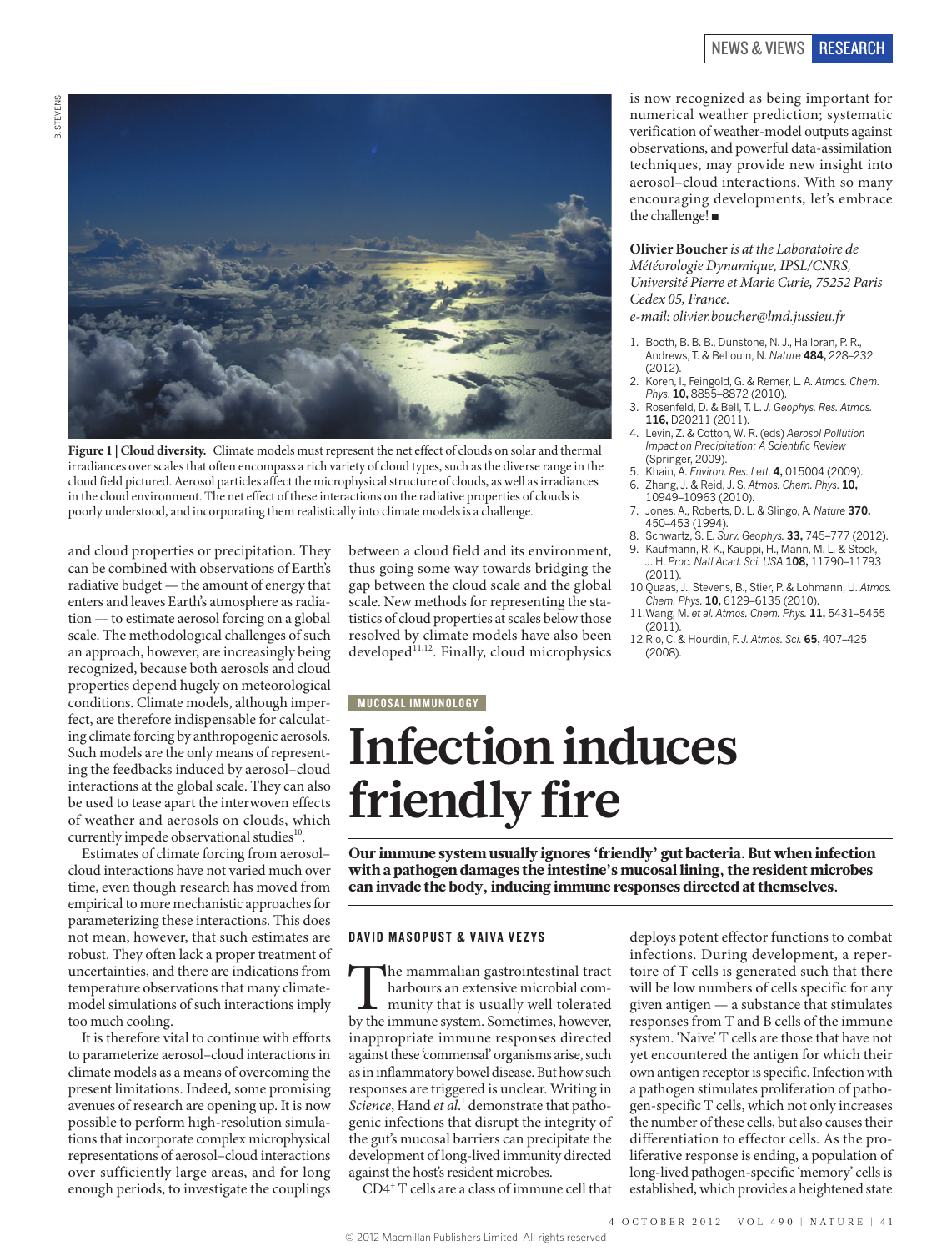**Figure 1 | Cloud diversity.** Climate models must represent the net effect of clouds on solar and thermal irradiances over scales that often encompass a rich variety of cloud types, such as the diverse range in the cloud field pictured. Aerosol particles affect the microphysical structure of clouds, as well as irradiances in the cloud environment. The net effect of these interactions on the radiative properties of clouds is poorly understood, and incorporating them realistically into climate models is a challenge.

and cloud properties or precipitation. They can be combined with observations of Earth's radiative budget — the amount of energy that enters and leaves Earth's atmosphere as radiation — to estimate aerosol forcing on a global scale. The methodological challenges of such an approach, however, are increasingly being recognized, because both aerosols and cloud properties depend hugely on meteorological conditions. Climate models, although imperfect, are therefore indispensable for calculating climate forcing by anthropogenic aerosols. Such models are the only means of representing the feedbacks induced by aerosol–cloud interactions at the global scale. They can also be used to tease apart the interwoven effects of weather and aerosols on clouds, which currently impede observational studies[10].

Estimates of climate forcing from aerosol–cloud interactions have not varied much over time, even though research has moved from empirical to more mechanistic approaches for parameterizing these interactions. This does not mean, however, that such estimates are robust. They often lack a proper treatment of uncertainties, and there are indications from temperature observations that many climate-model simulations of such interactions imply too much cooling.

It is therefore vital to continue with efforts to parameterize aerosol–cloud interactions in climate models as a means of overcoming the present limitations. Indeed, some promising avenues of research are opening up. It is now possible to perform high-resolution simulations that incorporate complex microphysical representations of aerosol–cloud interactions over sufficiently large areas, and for long enough periods, to investigate the couplings between a cloud field and its environment, thus going some way towards bridging the gap between the cloud scale and the global scale. New methods for representing the statistics of cloud properties at scales below those resolved by climate models have also been developed[11,12]. Finally, cloud microphysics is now recognized as being important for numerical weather prediction; systematic verification of weather-model outputs against observations, and powerful data-assimilation techniques, may provide new insight into aerosol–cloud interactions. With so many encouraging developments, let's embrace the challenge! ■

**Olivier Boucher** *is at the Laboratoire de Météorologie Dynamique, IPSL/CNRS, Université Pierre et Marie Curie, 75252 Paris Cedex 05, France.*
*e-mail: olivier.boucher@lmd.jussieu.fr*

1. Booth, B. B. B., Dunstone, N. J., Halloran, P. R., Andrews, T. & Bellouin, N. *Nature* **484,** 228–232 (2012).
2. Koren, I., Feingold, G. & Remer, L. A. *Atmos. Chem. Phys.* **10,** 8855–8872 (2010).
3. Rosenfeld, D. & Bell, T. L. *J. Geophys. Res. Atmos.* **116,** D20211 (2011).
4. Levin, Z. & Cotton, W. R. (eds) *Aerosol Pollution Impact on Precipitation: A Scientific Review* (Springer, 2009).
5. Khain, A. *Environ. Res. Lett.* **4,** 015004 (2009).
6. Zhang, J. & Reid, J. S. *Atmos. Chem. Phys.* **10,** 10949–10963 (2010).
7. Jones, A., Roberts, D. L. & Slingo, A. *Nature* **370,** 450–453 (1994).
8. Schwartz, S. E. *Surv. Geophys.* **33,** 745–777 (2012).
9. Kaufmann, R. K., Kauppi, H., Mann, M. L. & Stock, J. H. *Proc. Natl Acad. Sci. USA* **108,** 11790–11793 (2011).
10. Quaas, J., Stevens, B., Stier, P. & Lohmann, U. *Atmos. Chem. Phys.* **10,** 6129–6135 (2010).
11. Wang, M. *et al. Atmos. Chem. Phys.* **11,** 5431–5455 (2011).
12. Rio, C. & Hourdin, F. *J. Atmos. Sci.* **65,** 407–425 (2008).

MUCOSAL IMMUNOLOGY

# Infection induces friendly fire

**Our immune system usually ignores 'friendly' gut bacteria. But when infection with a pathogen damages the intestine's mucosal lining, the resident microbes can invade the body, inducing immune responses directed at themselves.**

DAVID MASOPUST & VAIVA VEZYS

The mammalian gastrointestinal tract harbours an extensive microbial community that is usually well tolerated by the immune system. Sometimes, however, inappropriate immune responses directed against these 'commensal' organisms arise, such as in inflammatory bowel disease. But how such responses are triggered is unclear. Writing in *Science*, Hand *et al.*[1] demonstrate that pathogenic infections that disrupt the integrity of the gut's mucosal barriers can precipitate the development of long-lived immunity directed against the host's resident microbes.

$CD4^+$ T cells are a class of immune cell that deploys potent effector functions to combat infections. During development, a repertoire of T cells is generated such that there will be low numbers of cells specific for any given antigen — a substance that stimulates responses from T and B cells of the immune system. 'Naive' T cells are those that have not yet encountered the antigen for which their own antigen receptor is specific. Infection with a pathogen stimulates proliferation of pathogen-specific T cells, which not only increases the number of these cells, but also causes their differentiation to effector cells. As the proliferative response is ending, a population of long-lived pathogen-specific 'memory' cells is established, which provides a heightened state